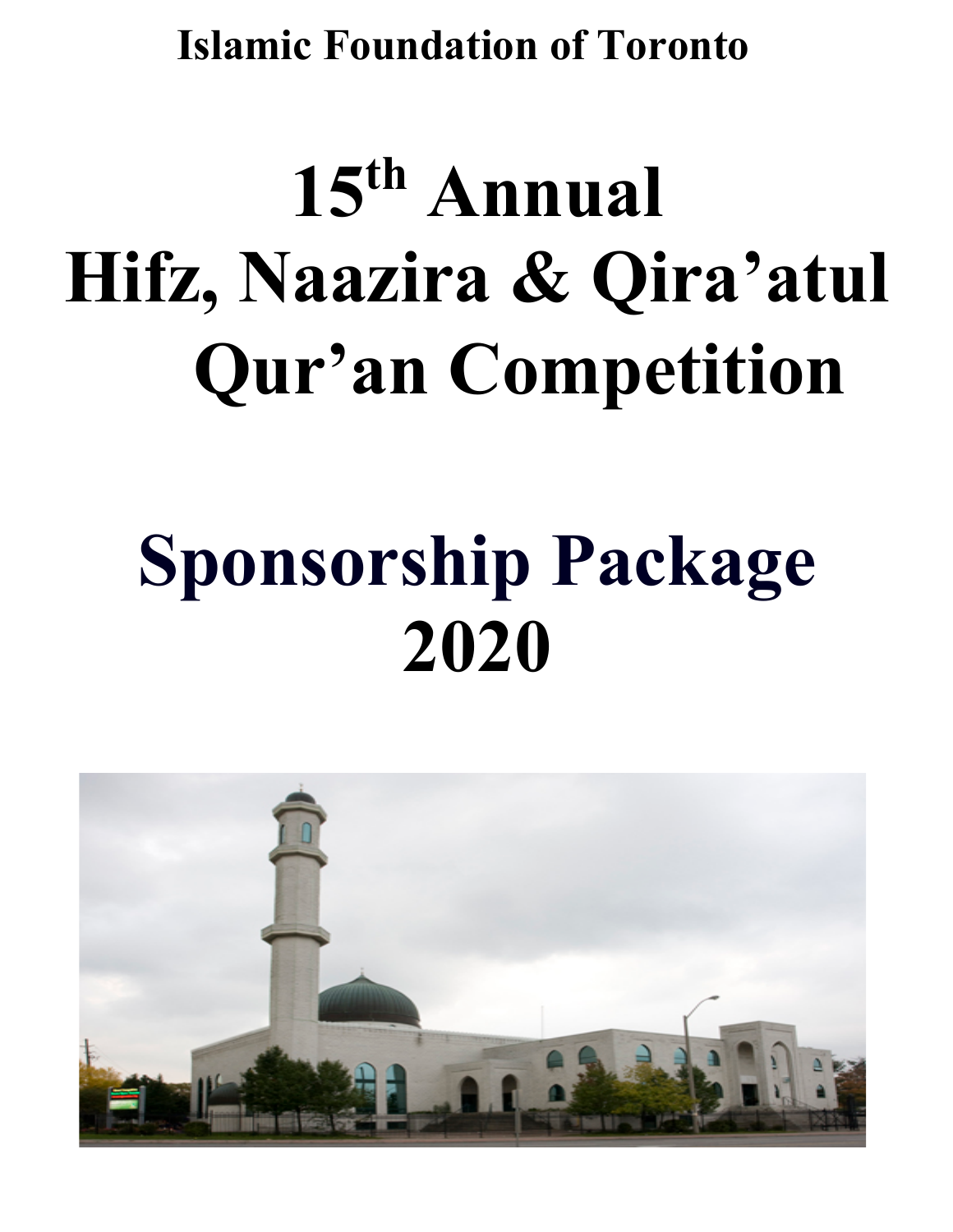**Islamic Foundation of Toronto**

# 15th Annual Hifz, Naazira & Qira'atul Qur'an Competition

# Sponsorship Package 2020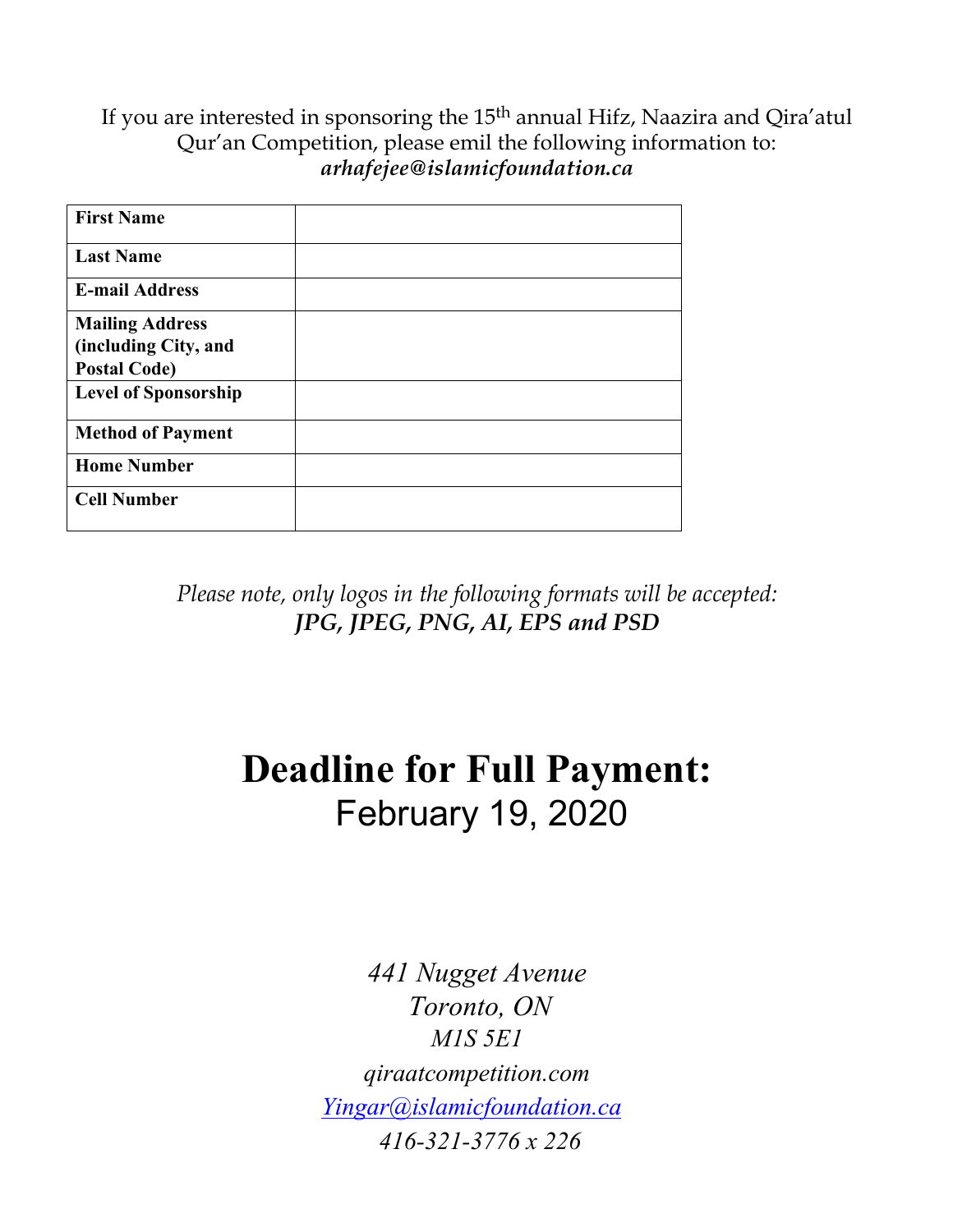If you are interested in sponsoring the 15th annual Hifz, Naazira and Qira'atul Qur'an Competition, please emil the following information to: ***arhafejee@islamicfoundation.ca***

| **First Name** | |
|---|---|
| **Last Name** | |
| **E-mail Address** | |
| **Mailing Address (including City, and Postal Code)** | |
| **Level of Sponsorship** | |
| **Method of Payment** | |
| **Home Number** | |
| **Cell Number** | |

*Please note, only logos in the following formats will be accepted:*
***JPG, JPEG, PNG, AI, EPS and PSD***

# Deadline for Full Payment:
## February 19, 2020

*441 Nugget Avenue*
*Toronto, ON*
*M1S 5E1*
*qiraatcompetition.com*
*Yingar@islamicfoundation.ca*
*416-321-3776 x 226*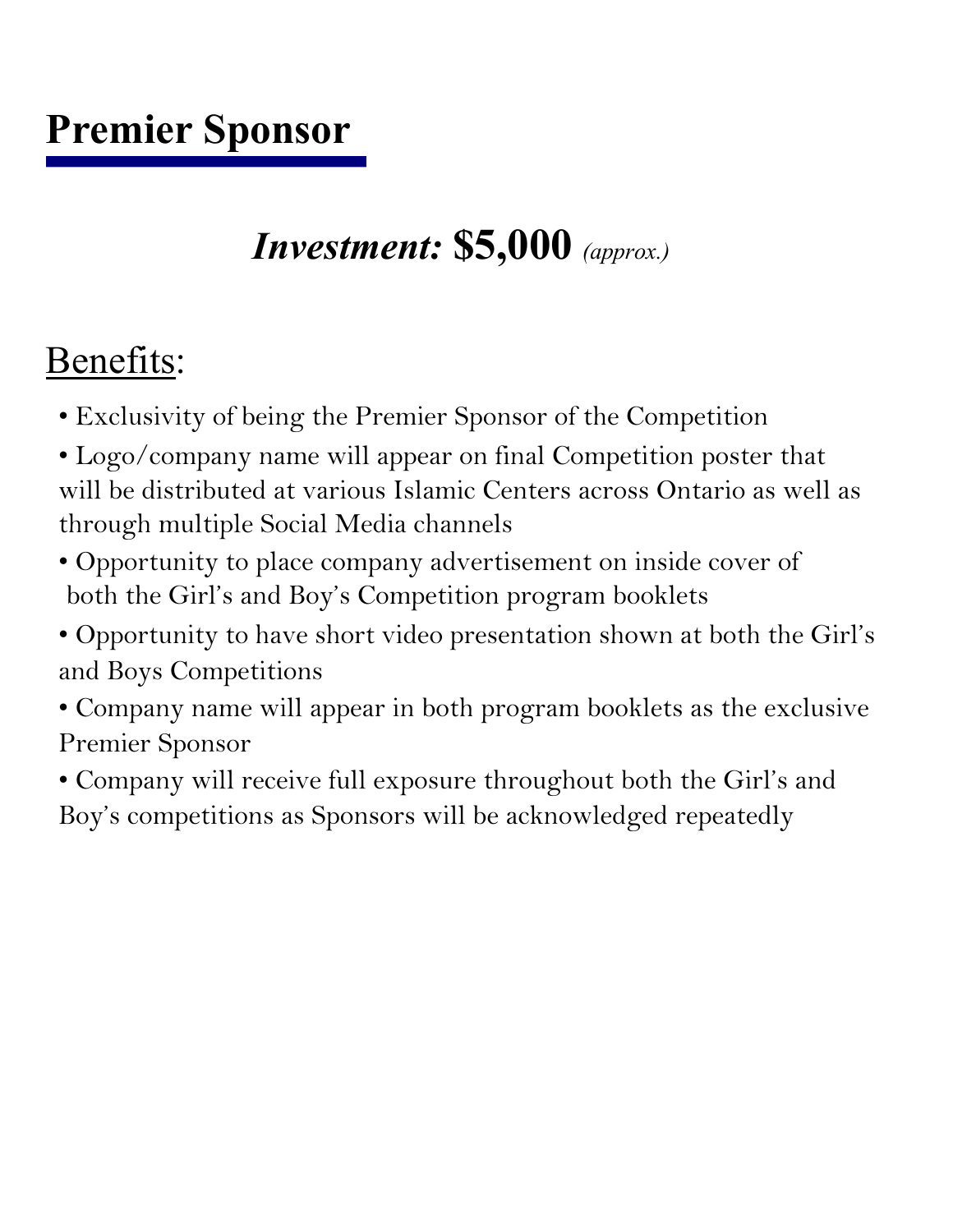# Premier Sponsor

***Investment:* $5,000** *(approx.)*

## Benefits:

- Exclusivity of being the Premier Sponsor of the Competition
- Logo/company name will appear on final Competition poster that will be distributed at various Islamic Centers across Ontario as well as through multiple Social Media channels
- Opportunity to place company advertisement on inside cover of both the Girl's and Boy's Competition program booklets
- Opportunity to have short video presentation shown at both the Girl's and Boys Competitions
- Company name will appear in both program booklets as the exclusive Premier Sponsor
- Company will receive full exposure throughout both the Girl's and Boy's competitions as Sponsors will be acknowledged repeatedly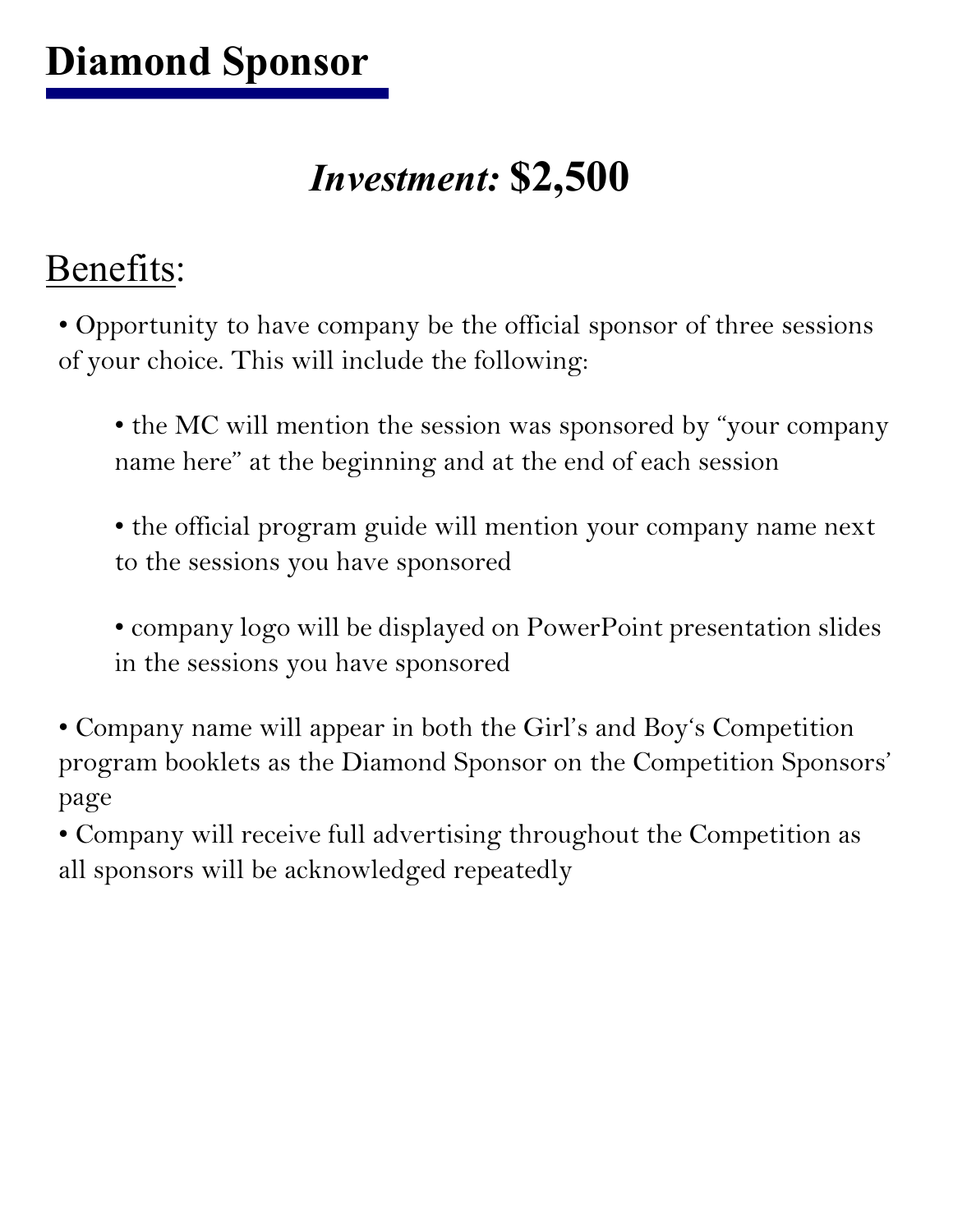# Diamond Sponsor

## *Investment:* **$2,500**

## Benefits:

- Opportunity to have company be the official sponsor of three sessions of your choice. This will include the following:
    - the MC will mention the session was sponsored by "your company name here" at the beginning and at the end of each session
    - the official program guide will mention your company name next to the sessions you have sponsored
    - company logo will be displayed on PowerPoint presentation slides in the sessions you have sponsored
- Company name will appear in both the Girl's and Boy's Competition program booklets as the Diamond Sponsor on the Competition Sponsors' page
- Company will receive full advertising throughout the Competition as all sponsors will be acknowledged repeatedly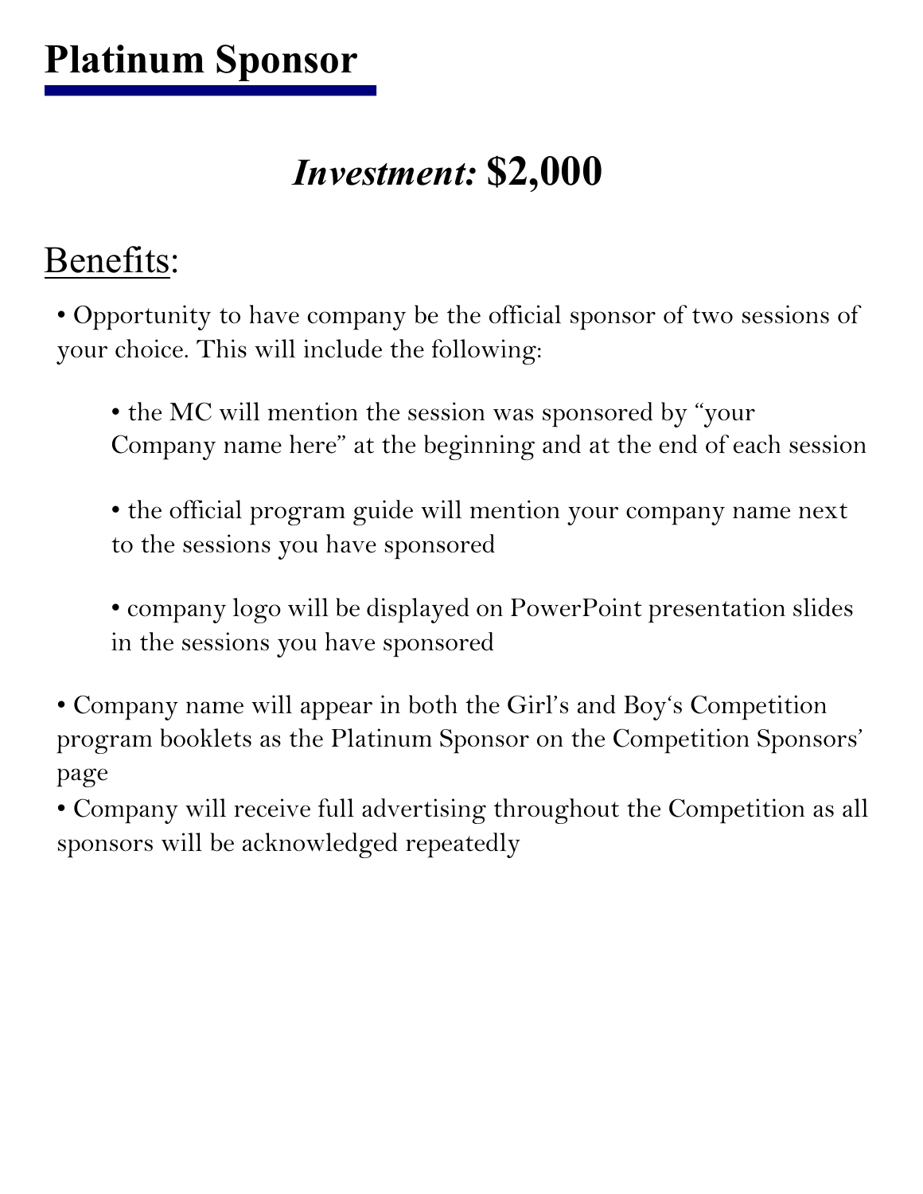# Platinum Sponsor

## *Investment:* **$2,000**

## Benefits:

- Opportunity to have company be the official sponsor of two sessions of your choice. This will include the following:
  - the MC will mention the session was sponsored by "your Company name here" at the beginning and at the end of each session
  - the official program guide will mention your company name next to the sessions you have sponsored
  - company logo will be displayed on PowerPoint presentation slides in the sessions you have sponsored
- Company name will appear in both the Girl's and Boy's Competition program booklets as the Platinum Sponsor on the Competition Sponsors' page
- Company will receive full advertising throughout the Competition as all sponsors will be acknowledged repeatedly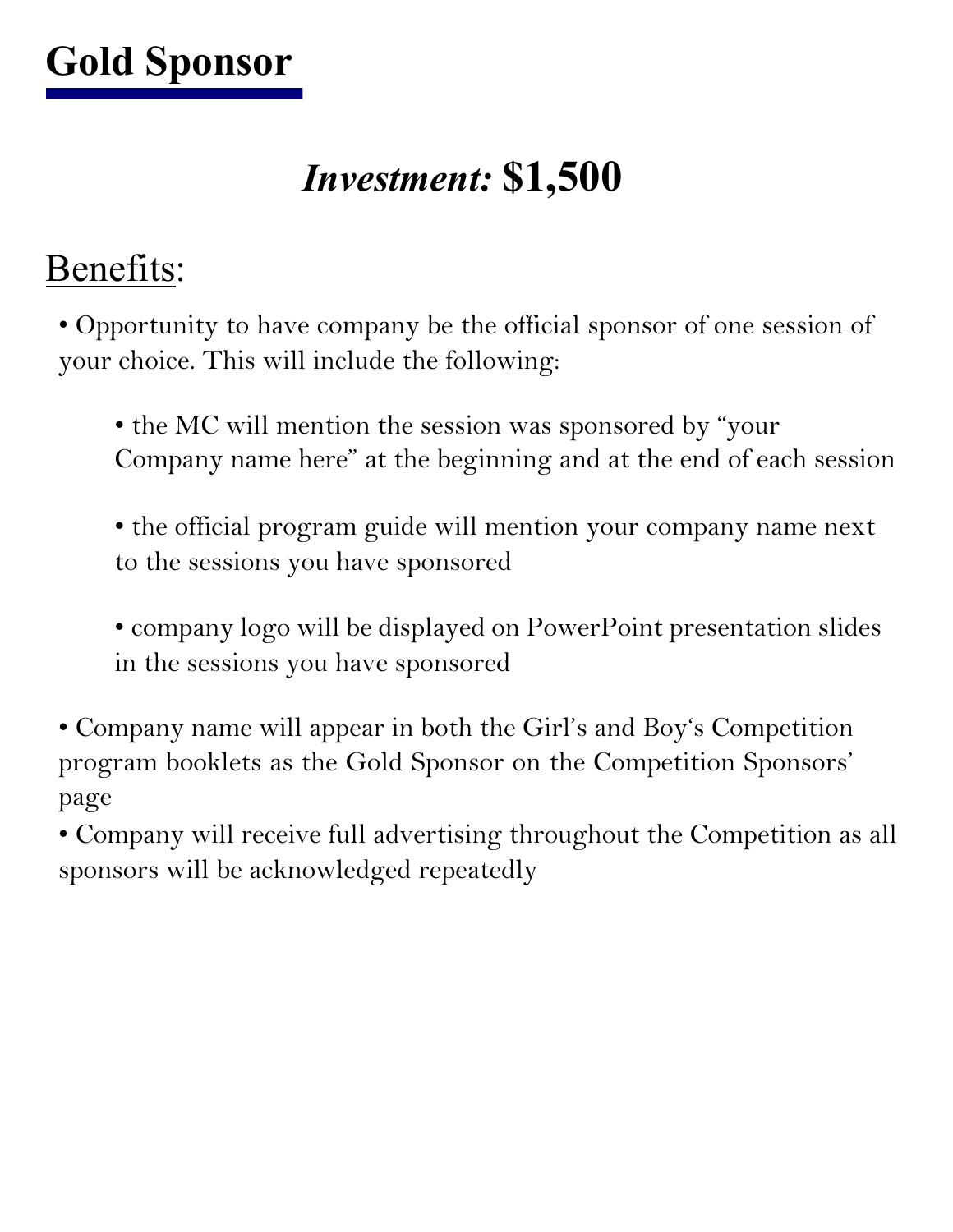# Gold Sponsor

## *Investment:* $1,500

## Benefits:

- Opportunity to have company be the official sponsor of one session of your choice. This will include the following:
    - the MC will mention the session was sponsored by "your Company name here" at the beginning and at the end of each session
    - the official program guide will mention your company name next to the sessions you have sponsored
    - company logo will be displayed on PowerPoint presentation slides in the sessions you have sponsored
- Company name will appear in both the Girl's and Boy's Competition program booklets as the Gold Sponsor on the Competition Sponsors' page
- Company will receive full advertising throughout the Competition as all sponsors will be acknowledged repeatedly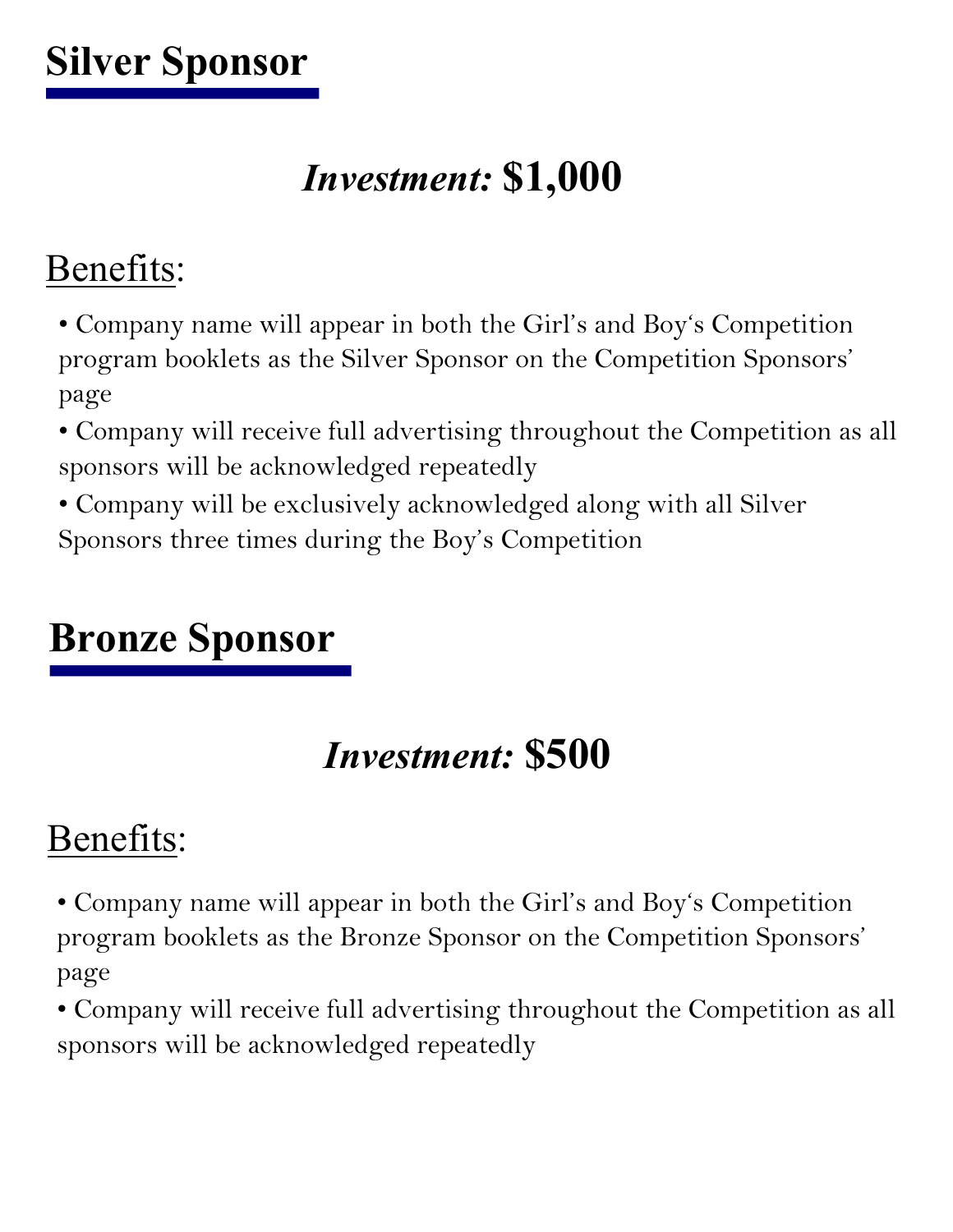## Silver Sponsor

### *Investment:* **$1,000**

Benefits:

- Company name will appear in both the Girl's and Boy's Competition program booklets as the Silver Sponsor on the Competition Sponsors' page
- Company will receive full advertising throughout the Competition as all sponsors will be acknowledged repeatedly
- Company will be exclusively acknowledged along with all Silver Sponsors three times during the Boy's Competition

## Bronze Sponsor

### *Investment:* **$500**

Benefits:

- Company name will appear in both the Girl's and Boy's Competition program booklets as the Bronze Sponsor on the Competition Sponsors' page
- Company will receive full advertising throughout the Competition as all sponsors will be acknowledged repeatedly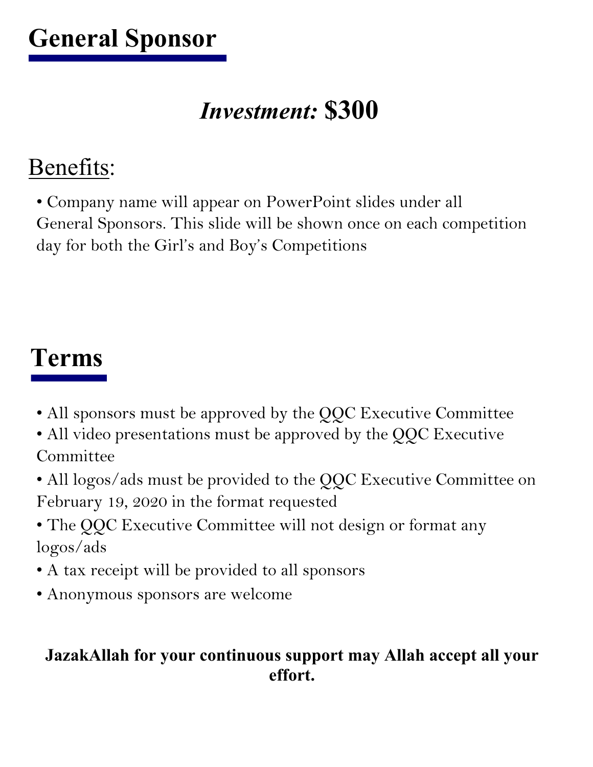# General Sponsor

## *Investment:* $300

## Benefits:

- Company name will appear on PowerPoint slides under all General Sponsors. This slide will be shown once on each competition day for both the Girl's and Boy's Competitions

# Terms

- All sponsors must be approved by the QQC Executive Committee
- All video presentations must be approved by the QQC Executive Committee
- All logos/ads must be provided to the QQC Executive Committee on February 19, 2020 in the format requested
- The QQC Executive Committee will not design or format any logos/ads
- A tax receipt will be provided to all sponsors
- Anonymous sponsors are welcome

**JazakAllah for your continuous support may Allah accept all your effort.**